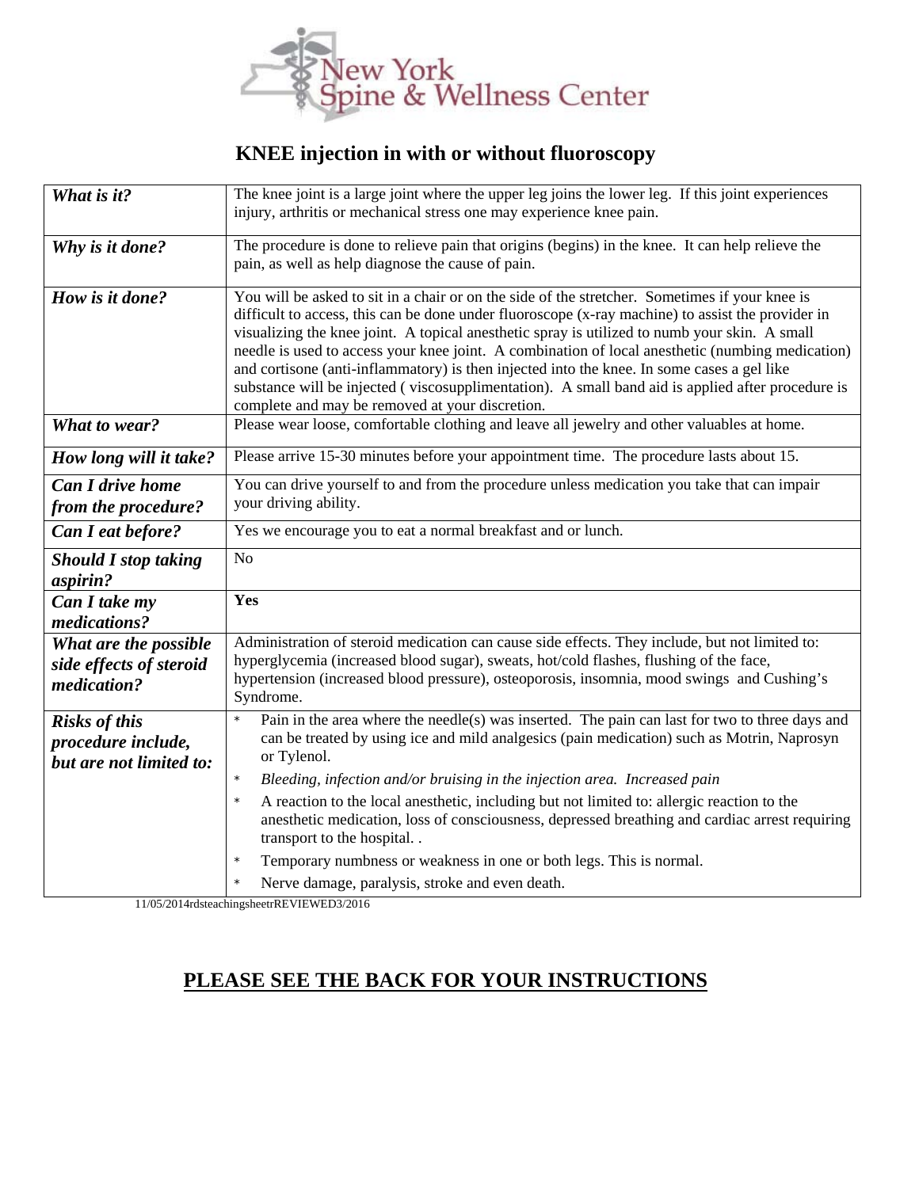New York Spine & Wellness Center

# KNEE injection in with or without fluoroscopy

| | |
|---|---|
| ***What is it?*** | The knee joint is a large joint where the upper leg joins the lower leg. If this joint experiences injury, arthritis or mechanical stress one may experience knee pain. |
| ***Why is it done?*** | The procedure is done to relieve pain that origins (begins) in the knee. It can help relieve the pain, as well as help diagnose the cause of pain. |
| ***How is it done?*** | You will be asked to sit in a chair or on the side of the stretcher. Sometimes if your knee is difficult to access, this can be done under fluoroscope (x-ray machine) to assist the provider in visualizing the knee joint. A topical anesthetic spray is utilized to numb your skin. A small needle is used to access your knee joint. A combination of local anesthetic (numbing medication) and cortisone (anti-inflammatory) is then injected into the knee. In some cases a gel like substance will be injected ( viscosupplimentation). A small band aid is applied after procedure is complete and may be removed at your discretion. |
| ***What to wear?*** | Please wear loose, comfortable clothing and leave all jewelry and other valuables at home. |
| ***How long will it take?*** | Please arrive 15-30 minutes before your appointment time. The procedure lasts about 15. |
| ***Can I drive home from the procedure?*** | You can drive yourself to and from the procedure unless medication you take that can impair your driving ability. |
| ***Can I eat before?*** | Yes we encourage you to eat a normal breakfast and or lunch. |
| ***Should I stop taking aspirin?*** | No |
| ***Can I take my medications?*** | **Yes** |
| ***What are the possible side effects of steroid medication?*** | Administration of steroid medication can cause side effects. They include, but not limited to: hyperglycemia (increased blood sugar), sweats, hot/cold flashes, flushing of the face, hypertension (increased blood pressure), osteoporosis, insomnia, mood swings and Cushing's Syndrome. |
| ***Risks of this procedure include, but are not limited to:*** | * Pain in the area where the needle(s) was inserted. The pain can last for two to three days and can be treated by using ice and mild analgesics (pain medication) such as Motrin, Naprosyn or Tylenol.<br>* *Bleeding, infection and/or bruising in the injection area. Increased pain*<br>* A reaction to the local anesthetic, including but not limited to: allergic reaction to the anesthetic medication, loss of consciousness, depressed breathing and cardiac arrest requiring transport to the hospital. .<br>* Temporary numbness or weakness in one or both legs. This is normal.<br>* Nerve damage, paralysis, stroke and even death. |

11/05/2014rdsteachingsheetrREVIEWED3/2016

## <u>PLEASE SEE THE BACK FOR YOUR INSTRUCTIONS</u>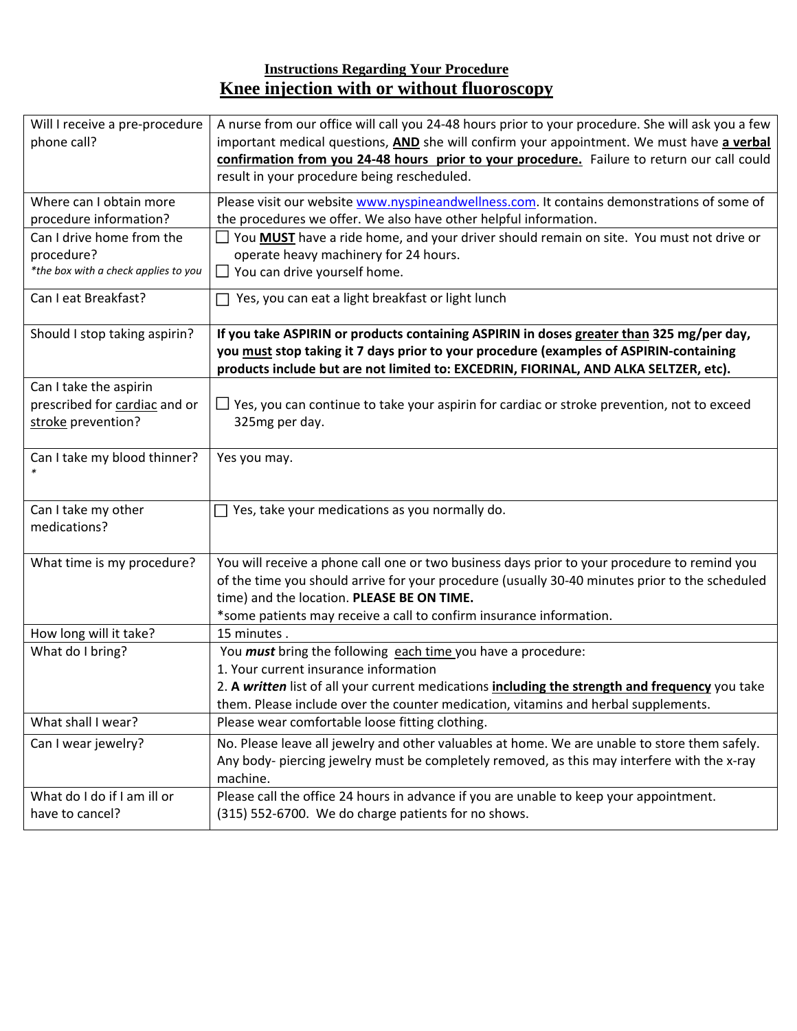**Instructions Regarding Your Procedure**

# Knee injection with or without fluoroscopy

| | |
|---|---|
| Will I receive a pre-procedure phone call? | A nurse from our office will call you 24-48 hours prior to your procedure. She will ask you a few important medical questions, **AND** she will confirm your appointment. We must have **a verbal confirmation from you 24-48 hours prior to your procedure.** Failure to return our call could result in your procedure being rescheduled. |
| Where can I obtain more procedure information? | Please visit our website www.nyspineandwellness.com. It contains demonstrations of some of the procedures we offer. We also have other helpful information. |
| Can I drive home from the procedure? *\*the box with a check applies to you* | ☐ You **MUST** have a ride home, and your driver should remain on site. You must not drive or operate heavy machinery for 24 hours.<br>☐ You can drive yourself home. |
| Can I eat Breakfast? | ☐ Yes, you can eat a light breakfast or light lunch |
| Should I stop taking aspirin? | **If you take ASPIRIN or products containing ASPIRIN in doses greater than 325 mg/per day, you must stop taking it 7 days prior to your procedure (examples of ASPIRIN-containing products include but are not limited to: EXCEDRIN, FIORINAL, AND ALKA SELTZER, etc).** |
| Can I take the aspirin prescribed for cardiac and or stroke prevention? | ☐ Yes, you can continue to take your aspirin for cardiac or stroke prevention, not to exceed 325mg per day. |
| Can I take my blood thinner? * | Yes you may. |
| Can I take my other medications? | ☐ Yes, take your medications as you normally do. |
| What time is my procedure? | You will receive a phone call one or two business days prior to your procedure to remind you of the time you should arrive for your procedure (usually 30-40 minutes prior to the scheduled time) and the location. **PLEASE BE ON TIME.**<br>*some patients may receive a call to confirm insurance information. |
| How long will it take? | 15 minutes . |
| What do I bring? | You ***must*** bring the following each time you have a procedure:<br>1. Your current insurance information<br>2. **A *written*** list of all your current medications **including the strength and frequency** you take them. Please include over the counter medication, vitamins and herbal supplements. |
| What shall I wear? | Please wear comfortable loose fitting clothing. |
| Can I wear jewelry? | No. Please leave all jewelry and other valuables at home. We are unable to store them safely. Any body- piercing jewelry must be completely removed, as this may interfere with the x-ray machine. |
| What do I do if I am ill or have to cancel? | Please call the office 24 hours in advance if you are unable to keep your appointment. (315) 552-6700. We do charge patients for no shows. |